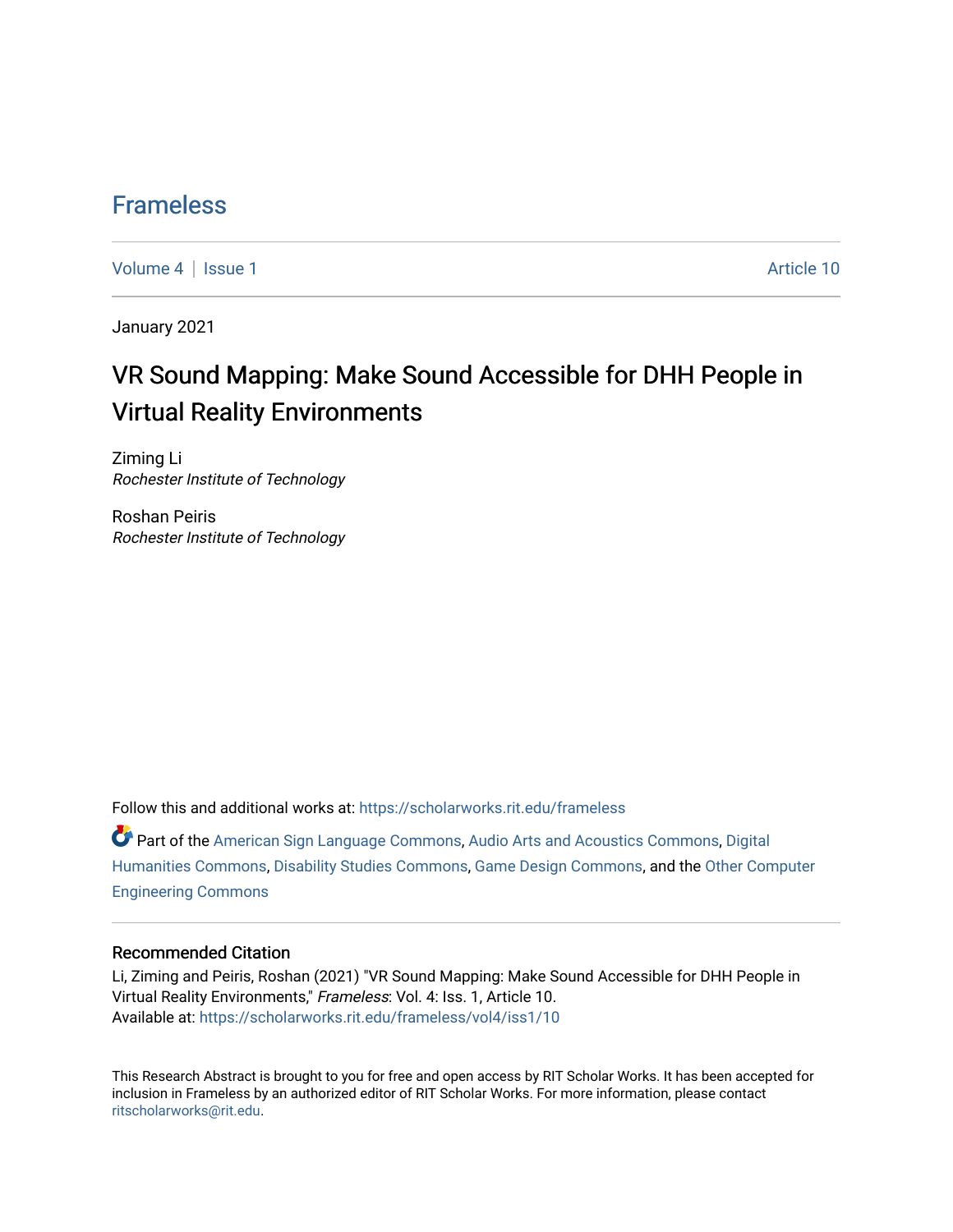# Frameless

Volume 4 | Issue 1 Article 10

January 2021

## VR Sound Mapping: Make Sound Accessible for DHH People in Virtual Reality Environments

Ziming Li
*Rochester Institute of Technology*

Roshan Peiris
*Rochester Institute of Technology*

Follow this and additional works at: https://scholarworks.rit.edu/frameless

Part of the American Sign Language Commons, Audio Arts and Acoustics Commons, Digital Humanities Commons, Disability Studies Commons, Game Design Commons, and the Other Computer Engineering Commons

### Recommended Citation

Li, Ziming and Peiris, Roshan (2021) "VR Sound Mapping: Make Sound Accessible for DHH People in Virtual Reality Environments," *Frameless*: Vol. 4: Iss. 1, Article 10.
Available at: https://scholarworks.rit.edu/frameless/vol4/iss1/10

This Research Abstract is brought to you for free and open access by RIT Scholar Works. It has been accepted for inclusion in Frameless by an authorized editor of RIT Scholar Works. For more information, please contact ritscholarworks@rit.edu.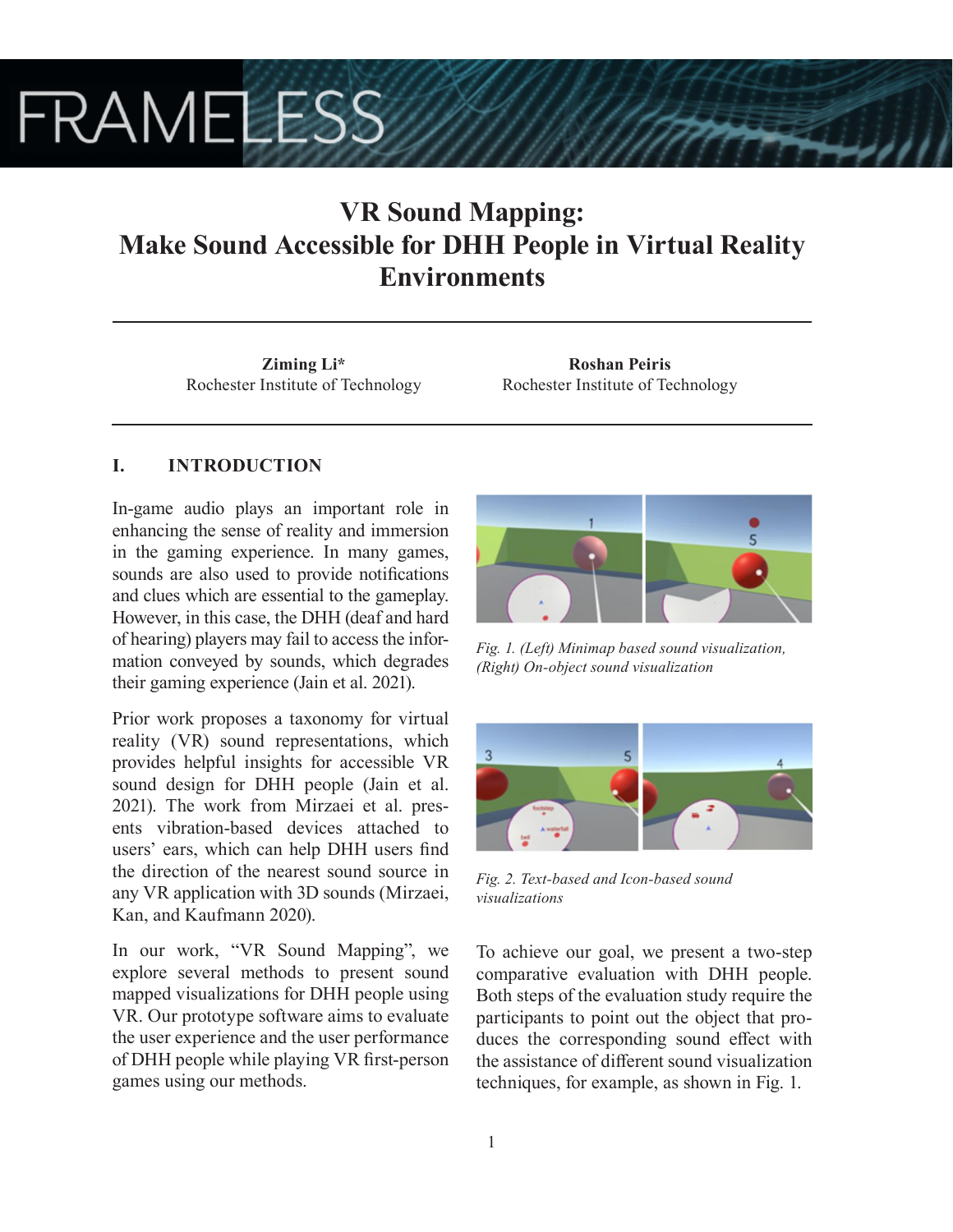# VR Sound Mapping: Make Sound Accessible for DHH People in Virtual Reality Environments

**Ziming Li***
Rochester Institute of Technology

**Roshan Peiris**
Rochester Institute of Technology

## I. INTRODUCTION

In-game audio plays an important role in enhancing the sense of reality and immersion in the gaming experience. In many games, sounds are also used to provide notifications and clues which are essential to the gameplay. However, in this case, the DHH (deaf and hard of hearing) players may fail to access the information conveyed by sounds, which degrades their gaming experience (Jain et al. 2021).

Prior work proposes a taxonomy for virtual reality (VR) sound representations, which provides helpful insights for accessible VR sound design for DHH people (Jain et al. 2021). The work from Mirzaei et al. presents vibration-based devices attached to users' ears, which can help DHH users find the direction of the nearest sound source in any VR application with 3D sounds (Mirzaei, Kan, and Kaufmann 2020).

In our work, "VR Sound Mapping", we explore several methods to present sound mapped visualizations for DHH people using VR. Our prototype software aims to evaluate the user experience and the user performance of DHH people while playing VR first-person games using our methods.

*Fig. 1. (Left) Minimap based sound visualization, (Right) On-object sound visualization*

*Fig. 2. Text-based and Icon-based sound visualizations*

To achieve our goal, we present a two-step comparative evaluation with DHH people. Both steps of the evaluation study require the participants to point out the object that produces the corresponding sound effect with the assistance of different sound visualization techniques, for example, as shown in Fig. 1.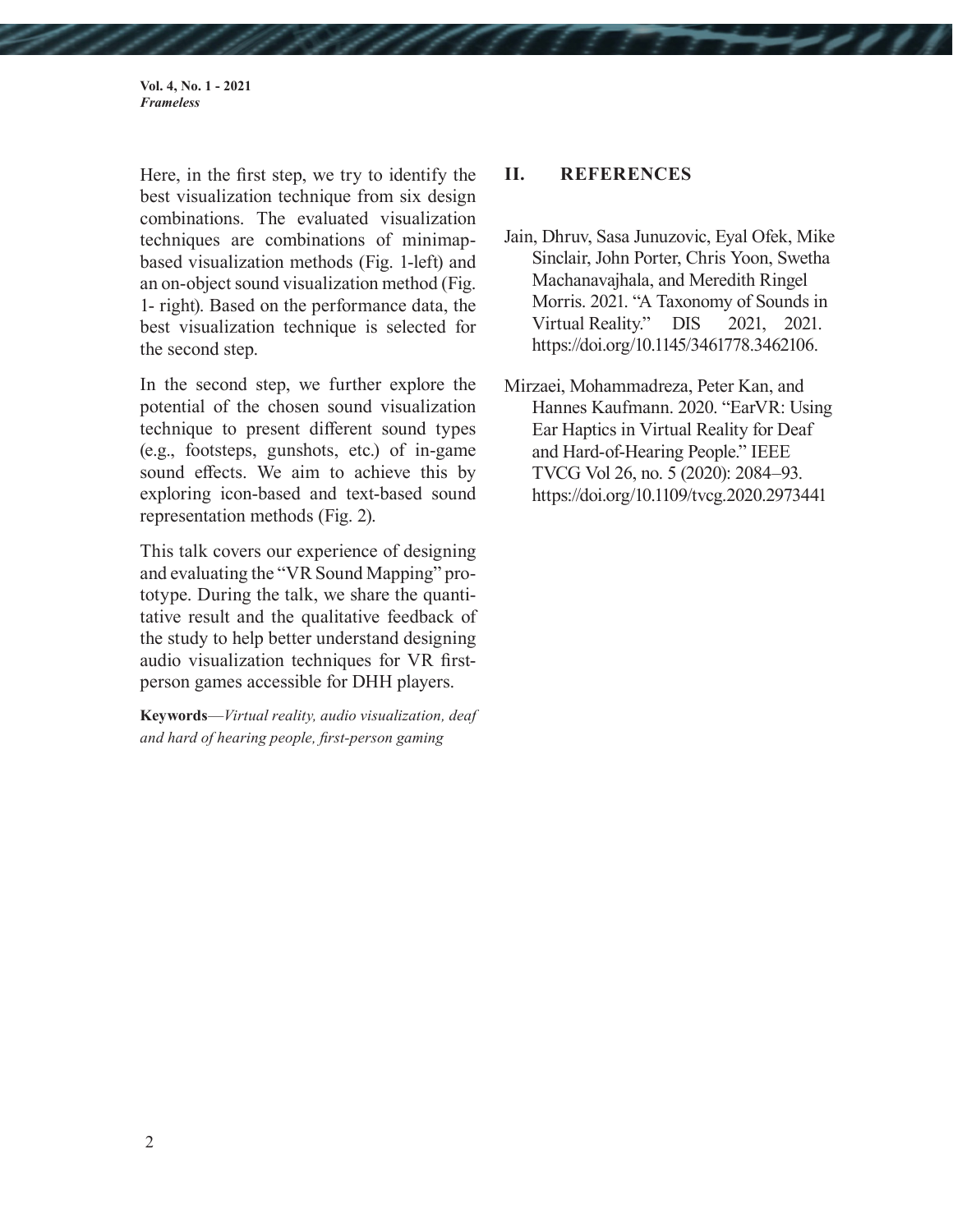Here, in the first step, we try to identify the best visualization technique from six design combinations. The evaluated visualization techniques are combinations of minimap-based visualization methods (Fig. 1-left) and an on-object sound visualization method (Fig. 1- right). Based on the performance data, the best visualization technique is selected for the second step.

In the second step, we further explore the potential of the chosen sound visualization technique to present different sound types (e.g., footsteps, gunshots, etc.) of in-game sound effects. We aim to achieve this by exploring icon-based and text-based sound representation methods (Fig. 2).

This talk covers our experience of designing and evaluating the "VR Sound Mapping" prototype. During the talk, we share the quantitative result and the qualitative feedback of the study to help better understand designing audio visualization techniques for VR first-person games accessible for DHH players.

**Keywords**—*Virtual reality, audio visualization, deaf and hard of hearing people, first-person gaming*

## II. REFERENCES

Jain, Dhruv, Sasa Junuzovic, Eyal Ofek, Mike Sinclair, John Porter, Chris Yoon, Swetha Machanavajhala, and Meredith Ringel Morris. 2021. "A Taxonomy of Sounds in Virtual Reality." DIS 2021, 2021. https://doi.org/10.1145/3461778.3462106.

Mirzaei, Mohammadreza, Peter Kan, and Hannes Kaufmann. 2020. "EarVR: Using Ear Haptics in Virtual Reality for Deaf and Hard-of-Hearing People." IEEE TVCG Vol 26, no. 5 (2020): 2084–93. https://doi.org/10.1109/tvcg.2020.2973441